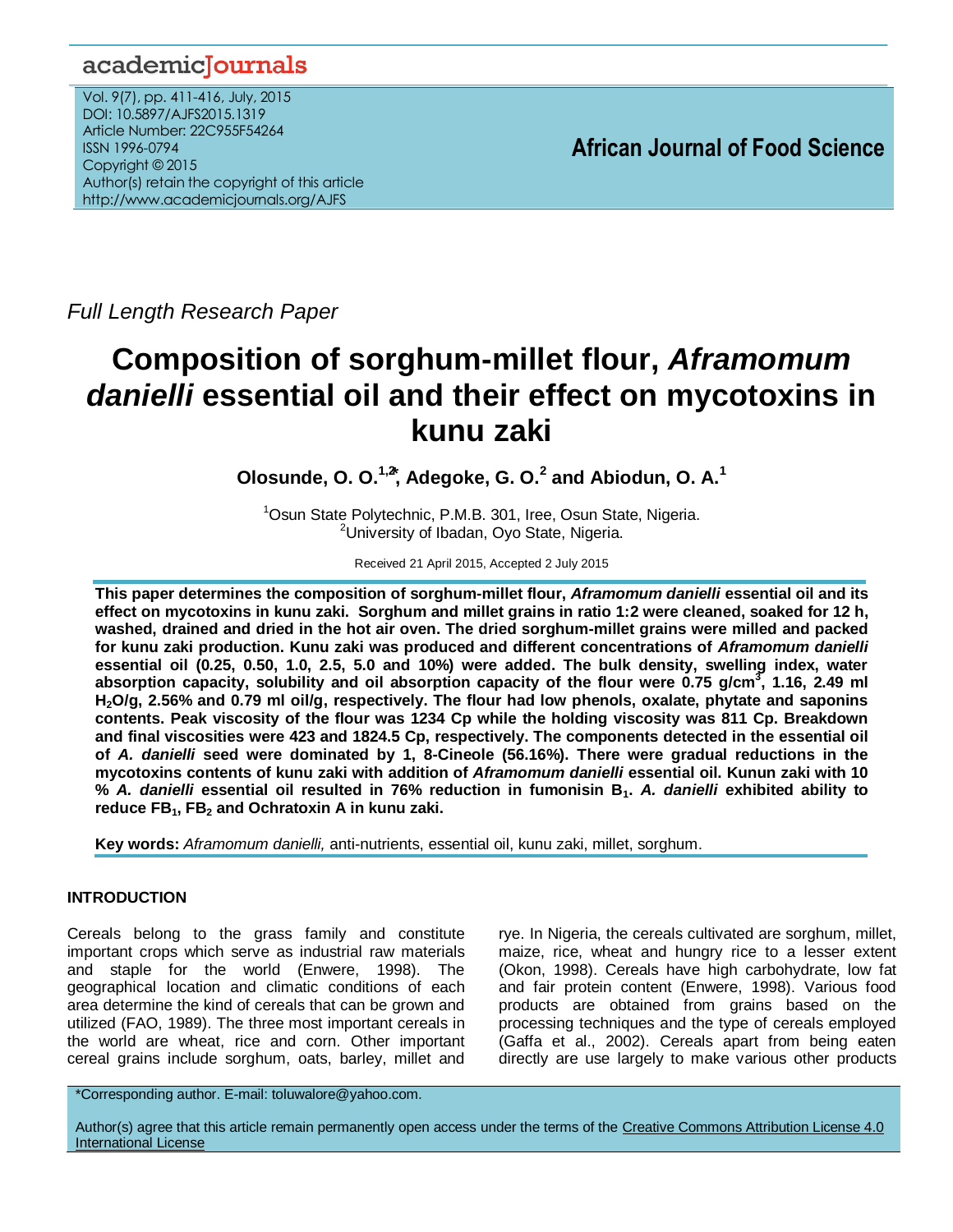Full Length Research Paper

# Composition of sorghum-millet flour, *Aframomum danielli* essential oil and their effect on mycotoxins in kunu zaki

**Olosunde, O. O.[1,2*], Adegoke, G. O.[2] and Abiodun, O. A.[1]**

[1]Osun State Polytechnic, P.M.B. 301, Iree, Osun State, Nigeria.
[2]University of Ibadan, Oyo State, Nigeria.

Received 21 April 2015, Accepted 2 July 2015

**This paper determines the composition of sorghum-millet flour, *Aframomum danielli* essential oil and its effect on mycotoxins in kunu zaki. Sorghum and millet grains in ratio 1:2 were cleaned, soaked for 12 h, washed, drained and dried in the hot air oven. The dried sorghum-millet grains were milled and packed for kunu zaki production. Kunu zaki was produced and different concentrations of *Aframomum danielli* essential oil (0.25, 0.50, 1.0, 2.5, 5.0 and 10%) were added. The bulk density, swelling index, water absorption capacity, solubility and oil absorption capacity of the flour were 0.75 g/cm$^3$, 1.16, 2.49 ml $H_2O$/g, 2.56% and 0.79 ml oil/g, respectively. The flour had low phenols, oxalate, phytate and saponins contents. Peak viscosity of the flour was 1234 Cp while the holding viscosity was 811 Cp. Breakdown and final viscosities were 423 and 1824.5 Cp, respectively. The components detected in the essential oil of *A. danielli* seed were dominated by 1, 8-Cineole (56.16%). There were gradual reductions in the mycotoxins contents of kunu zaki with addition of *Aframomum danielli* essential oil. Kunun zaki with 10 % *A. danielli* essential oil resulted in 76% reduction in fumonisin $B_1$. *A. danielli* exhibited ability to reduce $FB_1$, $FB_2$ and Ochratoxin A in kunu zaki.**

**Key words:** *Aframomum danielli,* anti-nutrients, essential oil, kunu zaki, millet, sorghum.

## INTRODUCTION

Cereals belong to the grass family and constitute important crops which serve as industrial raw materials and staple for the world (Enwere, 1998). The geographical location and climatic conditions of each area determine the kind of cereals that can be grown and utilized (FAO, 1989). The three most important cereals in the world are wheat, rice and corn. Other important cereal grains include sorghum, oats, barley, millet and rye. In Nigeria, the cereals cultivated are sorghum, millet, maize, rice, wheat and hungry rice to a lesser extent (Okon, 1998). Cereals have high carbohydrate, low fat and fair protein content (Enwere, 1998). Various food products are obtained from grains based on the processing techniques and the type of cereals employed (Gaffa et al., 2002). Cereals apart from being eaten directly are use largely to make various other products

*Corresponding author. E-mail: toluwalore@yahoo.com.

Author(s) agree that this article remain permanently open access under the terms of the Creative Commons Attribution License 4.0 International License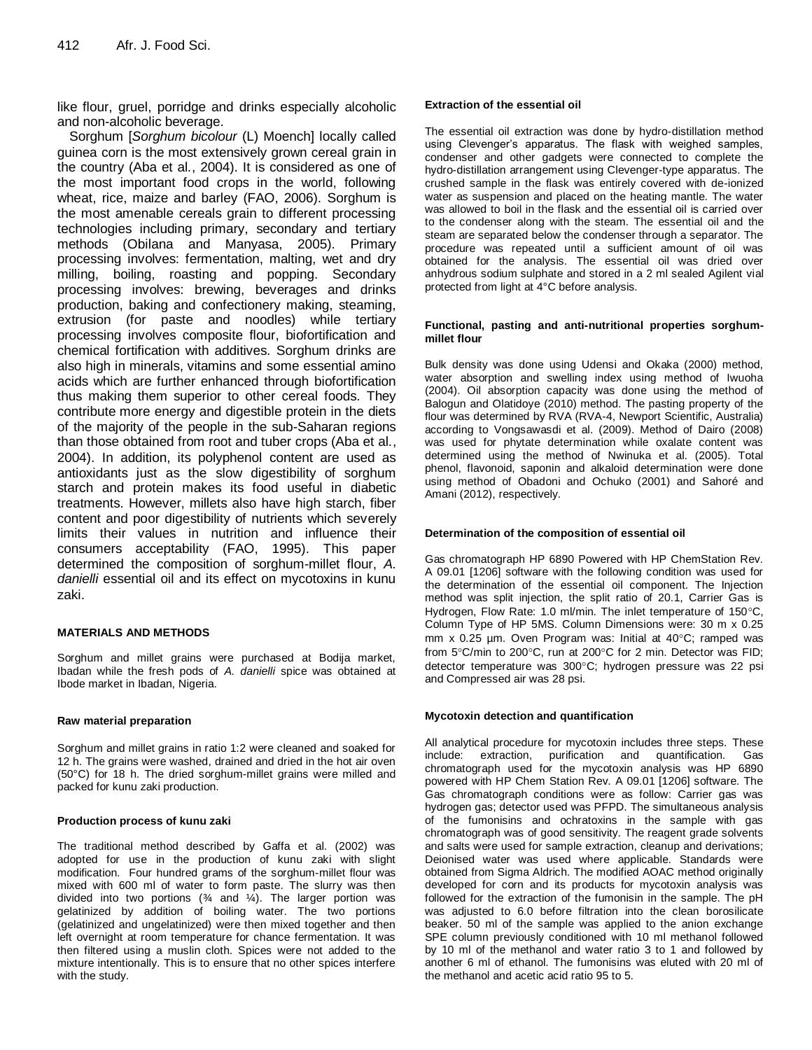like flour, gruel, porridge and drinks especially alcoholic and non-alcoholic beverage.

Sorghum [*Sorghum bicolour* (L) Moench] locally called guinea corn is the most extensively grown cereal grain in the country (Aba et al., 2004). It is considered as one of the most important food crops in the world, following wheat, rice, maize and barley (FAO, 2006). Sorghum is the most amenable cereals grain to different processing technologies including primary, secondary and tertiary methods (Obilana and Manyasa, 2005). Primary processing involves: fermentation, malting, wet and dry milling, boiling, roasting and popping. Secondary processing involves: brewing, beverages and drinks production, baking and confectionery making, steaming, extrusion (for paste and noodles) while tertiary processing involves composite flour, biofortification and chemical fortification with additives. Sorghum drinks are also high in minerals, vitamins and some essential amino acids which are further enhanced through biofortification thus making them superior to other cereal foods. They contribute more energy and digestible protein in the diets of the majority of the people in the sub-Saharan regions than those obtained from root and tuber crops (Aba et al., 2004). In addition, its polyphenol content are used as antioxidants just as the slow digestibility of sorghum starch and protein makes its food useful in diabetic treatments. However, millets also have high starch, fiber content and poor digestibility of nutrients which severely limits their values in nutrition and influence their consumers acceptability (FAO, 1995). This paper determined the composition of sorghum-millet flour, *A. danielli* essential oil and its effect on mycotoxins in kunu zaki.

## MATERIALS AND METHODS

Sorghum and millet grains were purchased at Bodija market, Ibadan while the fresh pods of *A. danielli* spice was obtained at Ibode market in Ibadan, Nigeria.

### Raw material preparation

Sorghum and millet grains in ratio 1:2 were cleaned and soaked for 12 h. The grains were washed, drained and dried in the hot air oven (50°C) for 18 h. The dried sorghum-millet grains were milled and packed for kunu zaki production.

### Production process of kunu zaki

The traditional method described by Gaffa et al. (2002) was adopted for use in the production of kunu zaki with slight modification. Four hundred grams of the sorghum-millet flour was mixed with 600 ml of water to form paste. The slurry was then divided into two portions (¾ and ¼). The larger portion was gelatinized by addition of boiling water. The two portions (gelatinized and ungelatinized) were then mixed together and then left overnight at room temperature for chance fermentation. It was then filtered using a muslin cloth. Spices were not added to the mixture intentionally. This is to ensure that no other spices interfere with the study.

### Extraction of the essential oil

The essential oil extraction was done by hydro-distillation method using Clevenger's apparatus. The flask with weighed samples, condenser and other gadgets were connected to complete the hydro-distillation arrangement using Clevenger-type apparatus. The crushed sample in the flask was entirely covered with de-ionized water as suspension and placed on the heating mantle. The water was allowed to boil in the flask and the essential oil is carried over to the condenser along with the steam. The essential oil and the steam are separated below the condenser through a separator. The procedure was repeated until a sufficient amount of oil was obtained for the analysis. The essential oil was dried over anhydrous sodium sulphate and stored in a 2 ml sealed Agilent vial protected from light at 4°C before analysis.

### Functional, pasting and anti-nutritional properties sorghum-millet flour

Bulk density was done using Udensi and Okaka (2000) method, water absorption and swelling index using method of Iwuoha (2004). Oil absorption capacity was done using the method of Balogun and Olatidoye (2010) method. The pasting property of the flour was determined by RVA (RVA-4, Newport Scientific, Australia) according to Vongsawasdi et al. (2009). Method of Dairo (2008) was used for phytate determination while oxalate content was determined using the method of Nwinuka et al. (2005). Total phenol, flavonoid, saponin and alkaloid determination were done using method of Obadoni and Ochuko (2001) and Sahoré and Amani (2012), respectively.

### Determination of the composition of essential oil

Gas chromatograph HP 6890 Powered with HP ChemStation Rev. A 09.01 [1206] software with the following condition was used for the determination of the essential oil component. The Injection method was split injection, the split ratio of 20.1, Carrier Gas is Hydrogen, Flow Rate: 1.0 ml/min. The inlet temperature of 150°C, Column Type of HP 5MS. Column Dimensions were: 30 m x 0.25 mm x 0.25 µm. Oven Program was: Initial at 40°C; ramped was from 5°C/min to 200°C, run at 200°C for 2 min. Detector was FID; detector temperature was 300°C; hydrogen pressure was 22 psi and Compressed air was 28 psi.

### Mycotoxin detection and quantification

All analytical procedure for mycotoxin includes three steps. These include: extraction, purification and quantification. Gas chromatograph used for the mycotoxin analysis was HP 6890 powered with HP Chem Station Rev. A 09.01 [1206] software. The Gas chromatograph conditions were as follow: Carrier gas was hydrogen gas; detector used was PFPD. The simultaneous analysis of the fumonisins and ochratoxins in the sample with gas chromatograph was of good sensitivity. The reagent grade solvents and salts were used for sample extraction, cleanup and derivations; Deionised water was used where applicable. Standards were obtained from Sigma Aldrich. The modified AOAC method originally developed for corn and its products for mycotoxin analysis was followed for the extraction of the fumonisin in the sample. The pH was adjusted to 6.0 before filtration into the clean borosilicate beaker. 50 ml of the sample was applied to the anion exchange SPE column previously conditioned with 10 ml methanol followed by 10 ml of the methanol and water ratio 3 to 1 and followed by another 6 ml of ethanol. The fumonisins was eluted with 20 ml of the methanol and acetic acid ratio 95 to 5.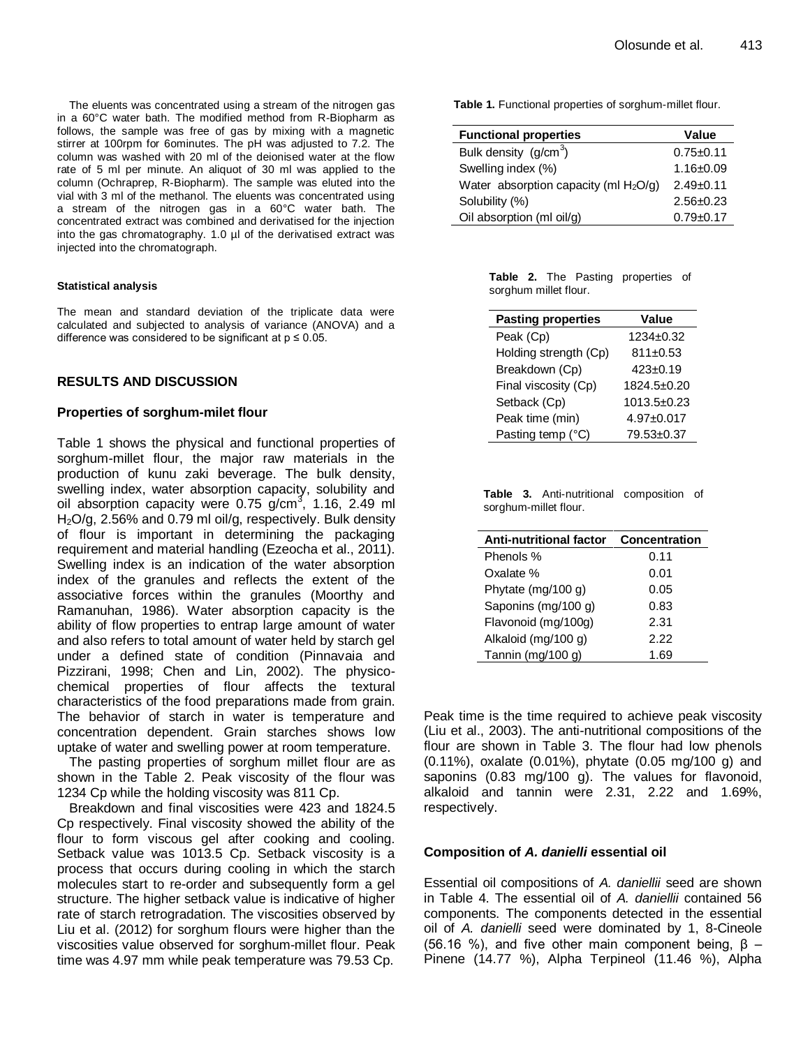The eluents was concentrated using a stream of the nitrogen gas in a 60°C water bath. The modified method from R-Biopharm as follows, the sample was free of gas by mixing with a magnetic stirrer at 100rpm for 6ominutes. The pH was adjusted to 7.2. The column was washed with 20 ml of the deionised water at the flow rate of 5 ml per minute. An aliquot of 30 ml was applied to the column (Ochraprep, R-Biopharm). The sample was eluted into the vial with 3 ml of the methanol. The eluents was concentrated using a stream of the nitrogen gas in a 60°C water bath. The concentrated extract was combined and derivatised for the injection into the gas chromatography. 1.0 µl of the derivatised extract was injected into the chromatograph.

#### Statistical analysis

The mean and standard deviation of the triplicate data were calculated and subjected to analysis of variance (ANOVA) and a difference was considered to be significant at $p \leq 0.05$.

## RESULTS AND DISCUSSION

### Properties of sorghum-milet flour

Table 1 shows the physical and functional properties of sorghum-millet flour, the major raw materials in the production of kunu zaki beverage. The bulk density, swelling index, water absorption capacity, solubility and oil absorption capacity were 0.75 g/cm$^3$, 1.16, 2.49 ml $H_2O$/g, 2.56% and 0.79 ml oil/g, respectively. Bulk density of flour is important in determining the packaging requirement and material handling (Ezeocha et al., 2011). Swelling index is an indication of the water absorption index of the granules and reflects the extent of the associative forces within the granules (Moorthy and Ramanuhan, 1986). Water absorption capacity is the ability of flow properties to entrap large amount of water and also refers to total amount of water held by starch gel under a defined state of condition (Pinnavaia and Pizzirani, 1998; Chen and Lin, 2002). The physico-chemical properties of flour affects the textural characteristics of the food preparations made from grain. The behavior of starch in water is temperature and concentration dependent. Grain starches shows low uptake of water and swelling power at room temperature.

The pasting properties of sorghum millet flour are as shown in the Table 2. Peak viscosity of the flour was 1234 Cp while the holding viscosity was 811 Cp.

Breakdown and final viscosities were 423 and 1824.5 Cp respectively. Final viscosity showed the ability of the flour to form viscous gel after cooking and cooling. Setback value was 1013.5 Cp. Setback viscosity is a process that occurs during cooling in which the starch molecules start to re-order and subsequently form a gel structure. The higher setback value is indicative of higher rate of starch retrogradation. The viscosities observed by Liu et al. (2012) for sorghum flours were higher than the viscosities value observed for sorghum-millet flour. Peak time was 4.97 mm while peak temperature was 79.53 Cp.

**Table 1.** Functional properties of sorghum-millet flour.

| Functional properties | Value |
|---|---|
| Bulk density (g/cm$^3$) | 0.75±0.11 |
| Swelling index (%) | 1.16±0.09 |
| Water absorption capacity (ml $H_2O$/g) | 2.49±0.11 |
| Solubility (%) | 2.56±0.23 |
| Oil absorption (ml oil/g) | 0.79±0.17 |

**Table 2.** The Pasting properties of sorghum millet flour.

| Pasting properties | Value |
|---|---|
| Peak (Cp) | 1234±0.32 |
| Holding strength (Cp) | 811±0.53 |
| Breakdown (Cp) | 423±0.19 |
| Final viscosity (Cp) | 1824.5±0.20 |
| Setback (Cp) | 1013.5±0.23 |
| Peak time (min) | 4.97±0.017 |
| Pasting temp (°C) | 79.53±0.37 |

**Table 3.** Anti-nutritional composition of sorghum-millet flour.

| Anti-nutritional factor | Concentration |
|---|---|
| Phenols % | 0.11 |
| Oxalate % | 0.01 |
| Phytate (mg/100 g) | 0.05 |
| Saponins (mg/100 g) | 0.83 |
| Flavonoid (mg/100g) | 2.31 |
| Alkaloid (mg/100 g) | 2.22 |
| Tannin (mg/100 g) | 1.69 |

Peak time is the time required to achieve peak viscosity (Liu et al., 2003). The anti-nutritional compositions of the flour are shown in Table 3. The flour had low phenols (0.11%), oxalate (0.01%), phytate (0.05 mg/100 g) and saponins (0.83 mg/100 g). The values for flavonoid, alkaloid and tannin were 2.31, 2.22 and 1.69%, respectively.

### Composition of *A. danielli* essential oil

Essential oil compositions of *A. daniellii* seed are shown in Table 4. The essential oil of *A. daniellii* contained 56 components. The components detected in the essential oil of *A. danielli* seed were dominated by 1, 8-Cineole (56.16 %), and five other main component being, β – Pinene (14.77 %), Alpha Terpineol (11.46 %), Alpha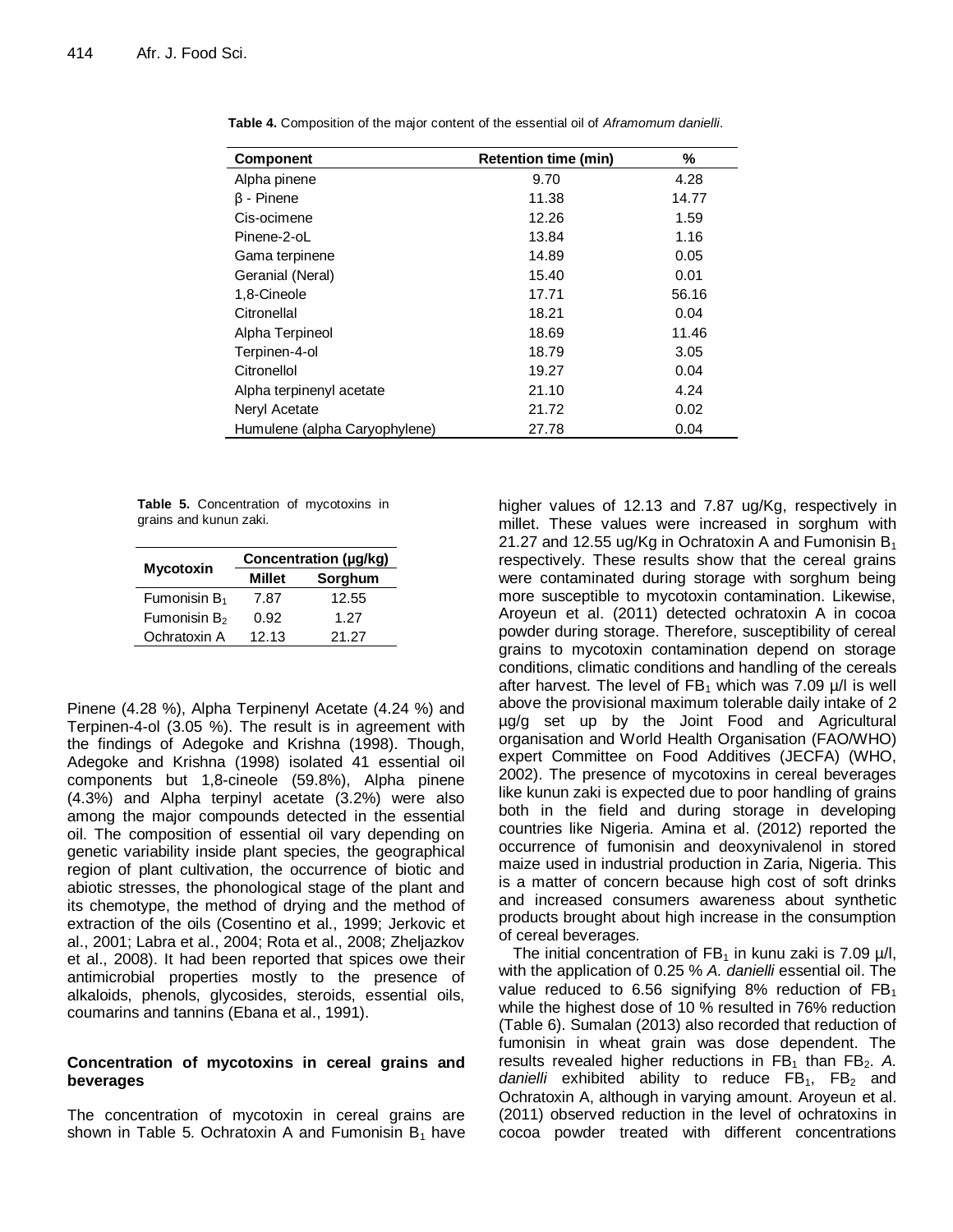**Table 4.** Composition of the major content of the essential oil of *Aframomum danielli*.

| Component | Retention time (min) | % |
|---|---|---|
| Alpha pinene | 9.70 | 4.28 |
| β - Pinene | 11.38 | 14.77 |
| Cis-ocimene | 12.26 | 1.59 |
| Pinene-2-oL | 13.84 | 1.16 |
| Gama terpinene | 14.89 | 0.05 |
| Geranial (Neral) | 15.40 | 0.01 |
| 1,8-Cineole | 17.71 | 56.16 |
| Citronellal | 18.21 | 0.04 |
| Alpha Terpineol | 18.69 | 11.46 |
| Terpinen-4-ol | 18.79 | 3.05 |
| Citronellol | 19.27 | 0.04 |
| Alpha terpinenyl acetate | 21.10 | 4.24 |
| Neryl Acetate | 21.72 | 0.02 |
| Humulene (alpha Caryophylene) | 27.78 | 0.04 |

**Table 5.** Concentration of mycotoxins in grains and kunun zaki.

| Mycotoxin | Concentration (µg/kg) | |
|---|---|---|
| | Millet | Sorghum |
| Fumonisin $B_1$ | 7.87 | 12.55 |
| Fumonisin $B_2$ | 0.92 | 1.27 |
| Ochratoxin A | 12.13 | 21.27 |

Pinene (4.28 %), Alpha Terpinenyl Acetate (4.24 %) and Terpinen-4-ol (3.05 %). The result is in agreement with the findings of Adegoke and Krishna (1998). Though, Adegoke and Krishna (1998) isolated 41 essential oil components but 1,8-cineole (59.8%), Alpha pinene (4.3%) and Alpha terpinyl acetate (3.2%) were also among the major compounds detected in the essential oil. The composition of essential oil vary depending on genetic variability inside plant species, the geographical region of plant cultivation, the occurrence of biotic and abiotic stresses, the phonological stage of the plant and its chemotype, the method of drying and the method of extraction of the oils (Cosentino et al., 1999; Jerkovic et al., 2001; Labra et al., 2004; Rota et al., 2008; Zheljazkov et al., 2008). It had been reported that spices owe their antimicrobial properties mostly to the presence of alkaloids, phenols, glycosides, steroids, essential oils, coumarins and tannins (Ebana et al., 1991).

### Concentration of mycotoxins in cereal grains and beverages

The concentration of mycotoxin in cereal grains are shown in Table 5. Ochratoxin A and Fumonisin $B_1$ have higher values of 12.13 and 7.87 ug/Kg, respectively in millet. These values were increased in sorghum with 21.27 and 12.55 ug/Kg in Ochratoxin A and Fumonisin $B_1$ respectively. These results show that the cereal grains were contaminated during storage with sorghum being more susceptible to mycotoxin contamination. Likewise, Aroyeun et al. (2011) detected ochratoxin A in cocoa powder during storage. Therefore, susceptibility of cereal grains to mycotoxin contamination depend on storage conditions, climatic conditions and handling of the cereals after harvest. The level of $FB_1$ which was 7.09 µ/l is well above the provisional maximum tolerable daily intake of 2 µg/g set up by the Joint Food and Agricultural organisation and World Health Organisation (FAO/WHO) expert Committee on Food Additives (JECFA) (WHO, 2002). The presence of mycotoxins in cereal beverages like kunun zaki is expected due to poor handling of grains both in the field and during storage in developing countries like Nigeria. Amina et al. (2012) reported the occurrence of fumonisin and deoxynivalenol in stored maize used in industrial production in Zaria, Nigeria. This is a matter of concern because high cost of soft drinks and increased consumers awareness about synthetic products brought about high increase in the consumption of cereal beverages.

The initial concentration of $FB_1$ in kunu zaki is 7.09 µ/l, with the application of 0.25 % *A. danielli* essential oil. The value reduced to 6.56 signifying 8% reduction of $FB_1$ while the highest dose of 10 % resulted in 76% reduction (Table 6). Sumalan (2013) also recorded that reduction of fumonisin in wheat grain was dose dependent. The results revealed higher reductions in $FB_1$ than $FB_2$. *A. danielli* exhibited ability to reduce $FB_1$, $FB_2$ and Ochratoxin A, although in varying amount. Aroyeun et al. (2011) observed reduction in the level of ochratoxins in cocoa powder treated with different concentrations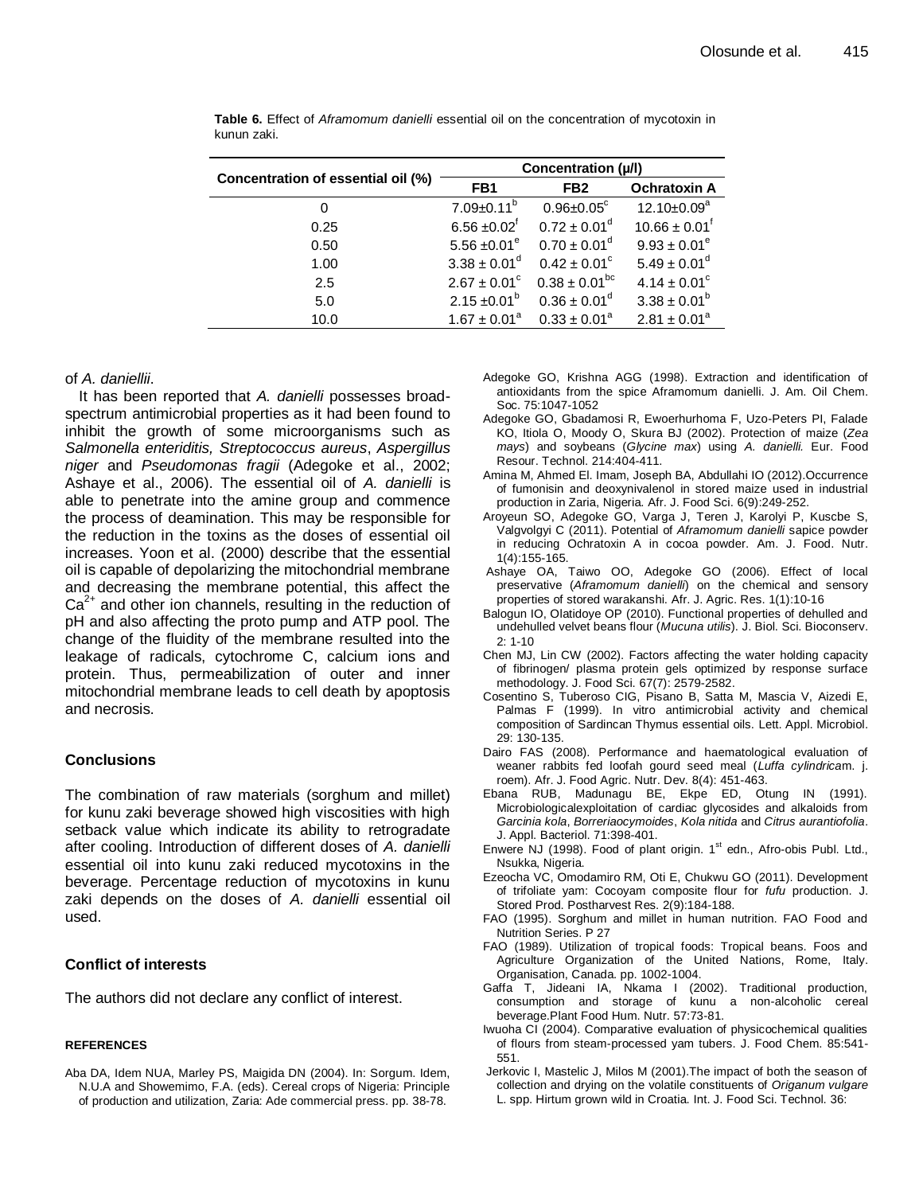**Table 6.** Effect of *Aframomum danielli* essential oil on the concentration of mycotoxin in kunun zaki.

| Concentration of essential oil (%) | Concentration (µ/l) | | |
|---|---|---|---|
| | FB1 | FB2 | Ochratoxin A |
| 0 | $7.09 \pm 0.11^{b}$ | $0.96 \pm 0.05^{c}$ | $12.10 \pm 0.09^{a}$ |
| 0.25 | $6.56 \pm 0.02^{f}$ | $0.72 \pm 0.01^{d}$ | $10.66 \pm 0.01^{f}$ |
| 0.50 | $5.56 \pm 0.01^{e}$ | $0.70 \pm 0.01^{d}$ | $9.93 \pm 0.01^{e}$ |
| 1.00 | $3.38 \pm 0.01^{d}$ | $0.42 \pm 0.01^{c}$ | $5.49 \pm 0.01^{d}$ |
| 2.5 | $2.67 \pm 0.01^{c}$ | $0.38 \pm 0.01^{bc}$ | $4.14 \pm 0.01^{c}$ |
| 5.0 | $2.15 \pm 0.01^{b}$ | $0.36 \pm 0.01^{d}$ | $3.38 \pm 0.01^{b}$ |
| 10.0 | $1.67 \pm 0.01^{a}$ | $0.33 \pm 0.01^{a}$ | $2.81 \pm 0.01^{a}$ |

of *A. daniellii*.

It has been reported that *A. danielli* possesses broad-spectrum antimicrobial properties as it had been found to inhibit the growth of some microorganisms such as *Salmonella enteriditis, Streptococcus aureus*, *Aspergillus niger* and *Pseudomonas fragii* (Adegoke et al., 2002; Ashaye et al., 2006). The essential oil of *A. danielli* is able to penetrate into the amine group and commence the process of deamination. This may be responsible for the reduction in the toxins as the doses of essential oil increases. Yoon et al. (2000) describe that the essential oil is capable of depolarizing the mitochondrial membrane and decreasing the membrane potential, this affect the $Ca^{2+}$ and other ion channels, resulting in the reduction of pH and also affecting the proto pump and ATP pool. The change of the fluidity of the membrane resulted into the leakage of radicals, cytochrome C, calcium ions and protein. Thus, permeabilization of outer and inner mitochondrial membrane leads to cell death by apoptosis and necrosis.

## Conclusions

The combination of raw materials (sorghum and millet) for kunu zaki beverage showed high viscosities with high setback value which indicate its ability to retrogradate after cooling. Introduction of different doses of *A. danielli* essential oil into kunu zaki reduced mycotoxins in the beverage. Percentage reduction of mycotoxins in kunu zaki depends on the doses of *A. danielli* essential oil used.

## Conflict of interests

The authors did not declare any conflict of interest.

## REFERENCES

Aba DA, Idem NUA, Marley PS, Maigida DN (2004). In: Sorgum. Idem, N.U.A and Showemimo, F.A. (eds). Cereal crops of Nigeria: Principle of production and utilization, Zaria: Ade commercial press. pp. 38-78.

Adegoke GO, Krishna AGG (1998). Extraction and identification of antioxidants from the spice Aframomum danielli. J. Am. Oil Chem. Soc. 75:1047-1052

Adegoke GO, Gbadamosi R, Ewoerhurhoma F, Uzo-Peters PI, Falade KO, Itiola O, Moody O, Skura BJ (2002). Protection of maize (*Zea mays*) and soybeans (*Glycine max*) using *A. danielli.* Eur. Food Resour. Technol. 214:404-411.

Amina M, Ahmed El. Imam, Joseph BA, Abdullahi IO (2012).Occurrence of fumonisin and deoxynivalenol in stored maize used in industrial production in Zaria, Nigeria. Afr. J. Food Sci. 6(9):249-252.

Aroyeun SO, Adegoke GO, Varga J, Teren J, Karolyi P, Kuscbe S, Valgvolgyi C (2011). Potential of *Aframomum danielli* sapice powder in reducing Ochratoxin A in cocoa powder. Am. J. Food. Nutr. 1(4):155-165.

Ashaye OA, Taiwo OO, Adegoke GO (2006). Effect of local preservative (*Aframomum danielli*) on the chemical and sensory properties of stored warakanshi. Afr. J. Agric. Res. 1(1):10-16

Balogun IO, Olatidoye OP (2010). Functional properties of dehulled and undehulled velvet beans flour (*Mucuna utilis*). J. Biol. Sci. Bioconserv. 2: 1-10

Chen MJ, Lin CW (2002). Factors affecting the water holding capacity of fibrinogen/ plasma protein gels optimized by response surface methodology. J. Food Sci. 67(7): 2579-2582.

Cosentino S, Tuberoso CIG, Pisano B, Satta M, Mascia V, Aizedi E, Palmas F (1999). In vitro antimicrobial activity and chemical composition of Sardincan Thymus essential oils. Lett. Appl. Microbiol. 29: 130-135.

Dairo FAS (2008). Performance and haematological evaluation of weaner rabbits fed loofah gourd seed meal (*Luffa cylindrica*m. j. roem). Afr. J. Food Agric. Nutr. Dev. 8(4): 451-463.

Ebana RUB, Madunagu BE, Ekpe ED, Otung IN (1991). Microbiologicalexploitation of cardiac glycosides and alkaloids from *Garcinia kola*, *Borreriaocymoides*, *Kola nitida* and *Citrus aurantiofolia*. J. Appl. Bacteriol. 71:398-401.

Enwere NJ (1998). Food of plant origin. 1st edn., Afro-obis Publ. Ltd., Nsukka, Nigeria.

Ezeocha VC, Omodamiro RM, Oti E, Chukwu GO (2011). Development of trifoliate yam: Cocoyam composite flour for *fufu* production. J. Stored Prod. Postharvest Res. 2(9):184-188.

FAO (1995). Sorghum and millet in human nutrition. FAO Food and Nutrition Series. P 27

FAO (1989). Utilization of tropical foods: Tropical beans. Foos and Agriculture Organization of the United Nations, Rome, Italy. Organisation, Canada. pp. 1002-1004.

Gaffa T, Jideani IA, Nkama I (2002). Traditional production, consumption and storage of kunu a non-alcoholic cereal beverage.Plant Food Hum. Nutr. 57:73-81.

Iwuoha CI (2004). Comparative evaluation of physicochemical qualities of flours from steam-processed yam tubers. J. Food Chem. 85:541-551.

Jerkovic I, Mastelic J, Milos M (2001).The impact of both the season of collection and drying on the volatile constituents of *Origanum vulgare* L. spp. Hirtum grown wild in Croatia. Int. J. Food Sci. Technol. 36: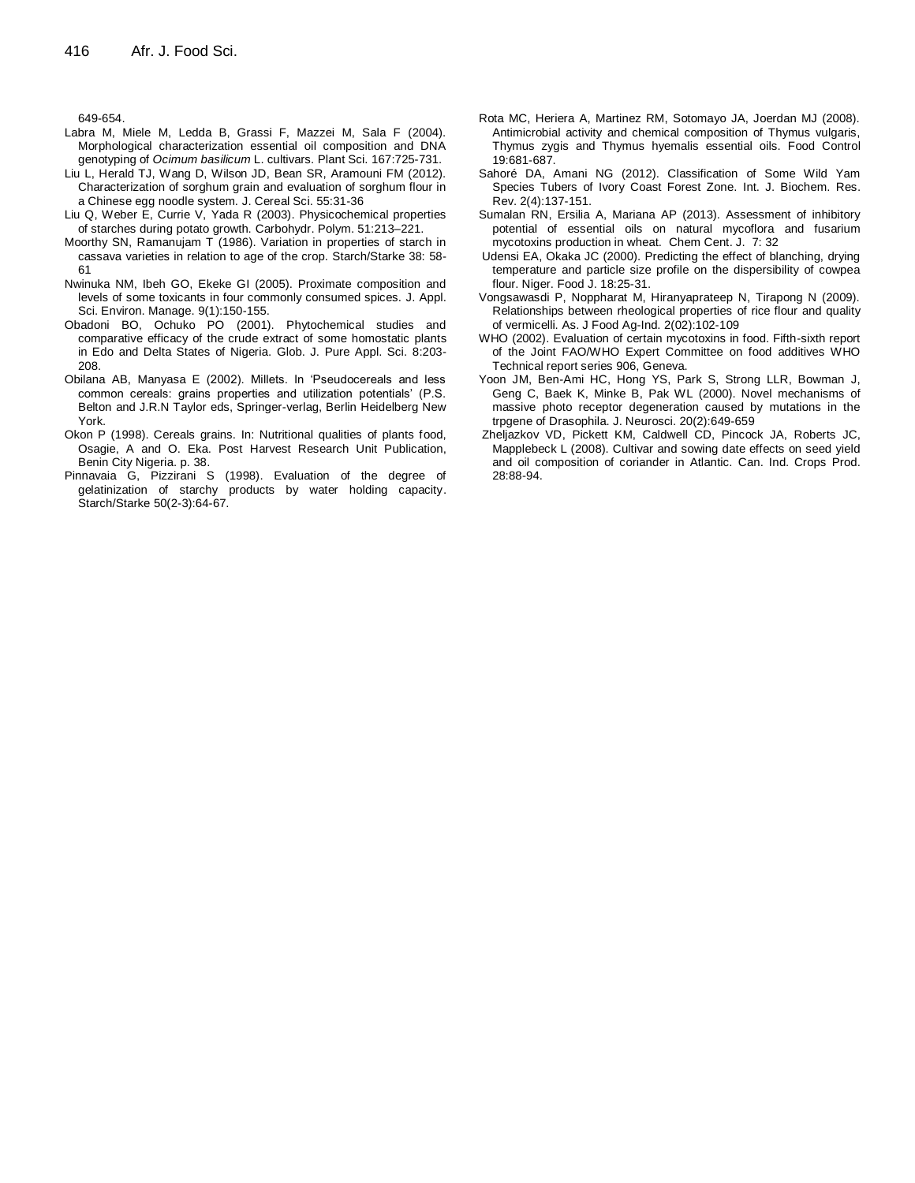649-654.

Labra M, Miele M, Ledda B, Grassi F, Mazzei M, Sala F (2004). Morphological characterization essential oil composition and DNA genotyping of *Ocimum basilicum* L. cultivars. Plant Sci. 167:725-731.

Liu L, Herald TJ, Wang D, Wilson JD, Bean SR, Aramouni FM (2012). Characterization of sorghum grain and evaluation of sorghum flour in a Chinese egg noodle system. J. Cereal Sci. 55:31-36

Liu Q, Weber E, Currie V, Yada R (2003). Physicochemical properties of starches during potato growth. Carbohydr. Polym. 51:213–221.

Moorthy SN, Ramanujam T (1986). Variation in properties of starch in cassava varieties in relation to age of the crop. Starch/Starke 38: 58-61

Nwinuka NM, Ibeh GO, Ekeke GI (2005). Proximate composition and levels of some toxicants in four commonly consumed spices. J. Appl. Sci. Environ. Manage. 9(1):150-155.

Obadoni BO, Ochuko PO (2001). Phytochemical studies and comparative efficacy of the crude extract of some homostatic plants in Edo and Delta States of Nigeria. Glob. J. Pure Appl. Sci. 8:203-208.

Obilana AB, Manyasa E (2002). Millets. In 'Pseudocereals and less common cereals: grains properties and utilization potentials' (P.S. Belton and J.R.N Taylor eds, Springer-verlag, Berlin Heidelberg New York.

Okon P (1998). Cereals grains. In: Nutritional qualities of plants food, Osagie, A and O. Eka. Post Harvest Research Unit Publication, Benin City Nigeria. p. 38.

Pinnavaia G, Pizzirani S (1998). Evaluation of the degree of gelatinization of starchy products by water holding capacity. Starch/Starke 50(2-3):64-67.

Rota MC, Heriera A, Martinez RM, Sotomayo JA, Joerdan MJ (2008). Antimicrobial activity and chemical composition of Thymus vulgaris, Thymus zygis and Thymus hyemalis essential oils. Food Control 19:681-687.

Sahoré DA, Amani NG (2012). Classification of Some Wild Yam Species Tubers of Ivory Coast Forest Zone. Int. J. Biochem. Res. Rev. 2(4):137-151.

Sumalan RN, Ersilia A, Mariana AP (2013). Assessment of inhibitory potential of essential oils on natural mycoflora and fusarium mycotoxins production in wheat. Chem Cent. J. 7: 32

Udensi EA, Okaka JC (2000). Predicting the effect of blanching, drying temperature and particle size profile on the dispersibility of cowpea flour. Niger. Food J. 18:25-31.

Vongsawasdi P, Noppharat M, Hiranyaprateep N, Tirapong N (2009). Relationships between rheological properties of rice flour and quality of vermicelli. As. J Food Ag-Ind. 2(02):102-109

WHO (2002). Evaluation of certain mycotoxins in food. Fifth-sixth report of the Joint FAO/WHO Expert Committee on food additives WHO Technical report series 906, Geneva.

Yoon JM, Ben-Ami HC, Hong YS, Park S, Strong LLR, Bowman J, Geng C, Baek K, Minke B, Pak WL (2000). Novel mechanisms of massive photo receptor degeneration caused by mutations in the trpgene of Drasophila. J. Neurosci. 20(2):649-659

Zheljazkov VD, Pickett KM, Caldwell CD, Pincock JA, Roberts JC, Mapplebeck L (2008). Cultivar and sowing date effects on seed yield and oil composition of coriander in Atlantic. Can. Ind. Crops Prod. 28:88-94.